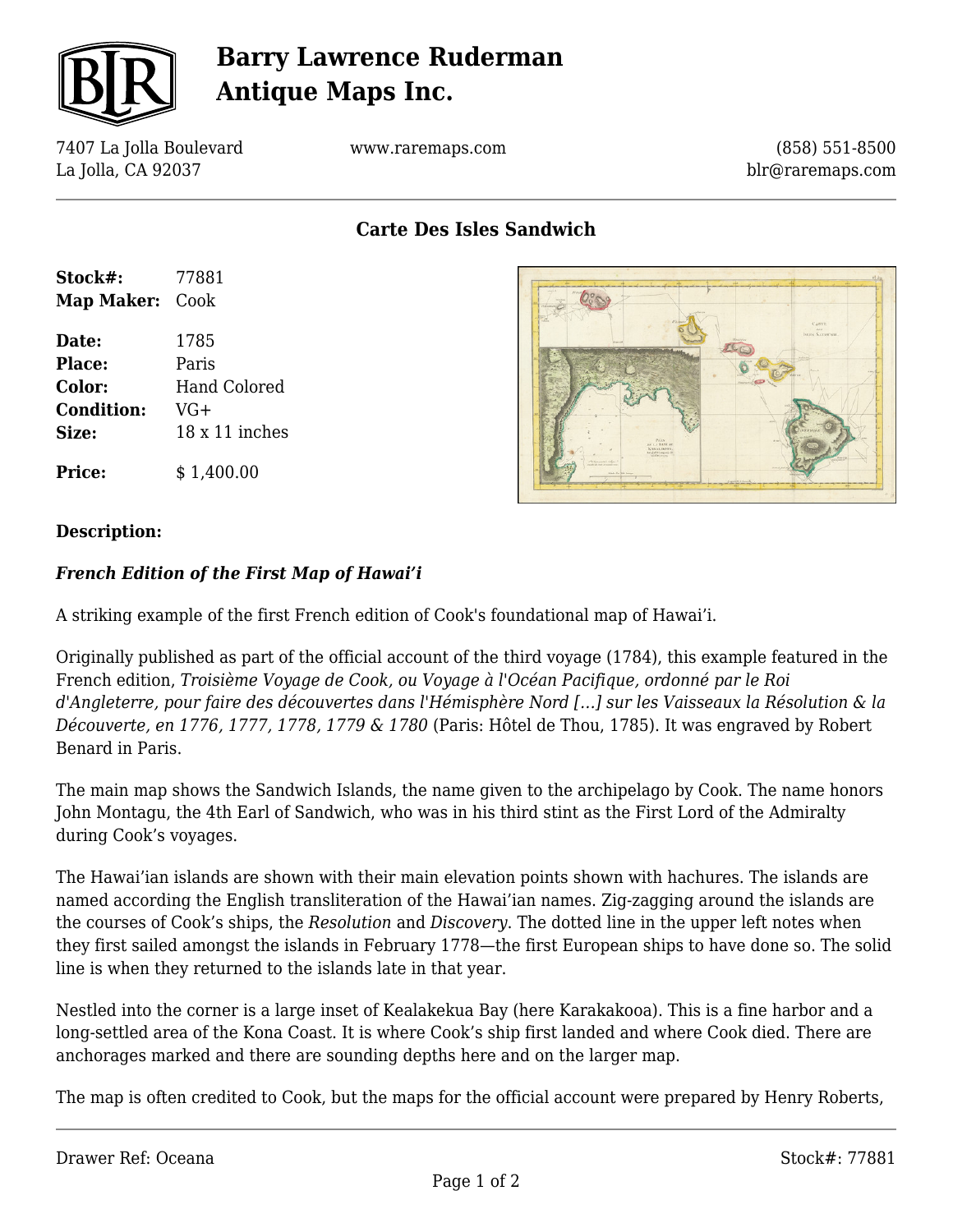# Barry Lawrence Ruderman Antique Maps Inc.

7407 La Jolla Boulevard
La Jolla, CA 92037

www.raremaps.com

(858) 551-8500
blr@raremaps.com

## Carte Des Isles Sandwich

| | |
|---|---|
| **Stock#:** | 77881 |
| **Map Maker:** | Cook |
| **Date:** | 1785 |
| **Place:** | Paris |
| **Color:** | Hand Colored |
| **Condition:** | VG+ |
| **Size:** | 18 x 11 inches |
| **Price:** | $ 1,400.00 |

### Description:

***French Edition of the First Map of Hawai'i***

A striking example of the first French edition of Cook's foundational map of Hawai'i.

Originally published as part of the official account of the third voyage (1784), this example featured in the French edition, *Troisième Voyage de Cook, ou Voyage à l'Océan Pacifique, ordonné par le Roi d'Angleterre, pour faire des découvertes dans l'Hémisphère Nord [...] sur les Vaisseaux la Résolution & la Découverte, en 1776, 1777, 1778, 1779 & 1780* (Paris: Hôtel de Thou, 1785). It was engraved by Robert Benard in Paris.

The main map shows the Sandwich Islands, the name given to the archipelago by Cook. The name honors John Montagu, the 4th Earl of Sandwich, who was in his third stint as the First Lord of the Admiralty during Cook's voyages.

The Hawai'ian islands are shown with their main elevation points shown with hachures. The islands are named according the English transliteration of the Hawai'ian names. Zig-zagging around the islands are the courses of Cook's ships, the *Resolution* and *Discovery*. The dotted line in the upper left notes when they first sailed amongst the islands in February 1778—the first European ships to have done so. The solid line is when they returned to the islands late in that year.

Nestled into the corner is a large inset of Kealakekua Bay (here Karakakooa). This is a fine harbor and a long-settled area of the Kona Coast. It is where Cook's ship first landed and where Cook died. There are anchorages marked and there are sounding depths here and on the larger map.

The map is often credited to Cook, but the maps for the official account were prepared by Henry Roberts,

Drawer Ref: Oceana

Stock#: 77881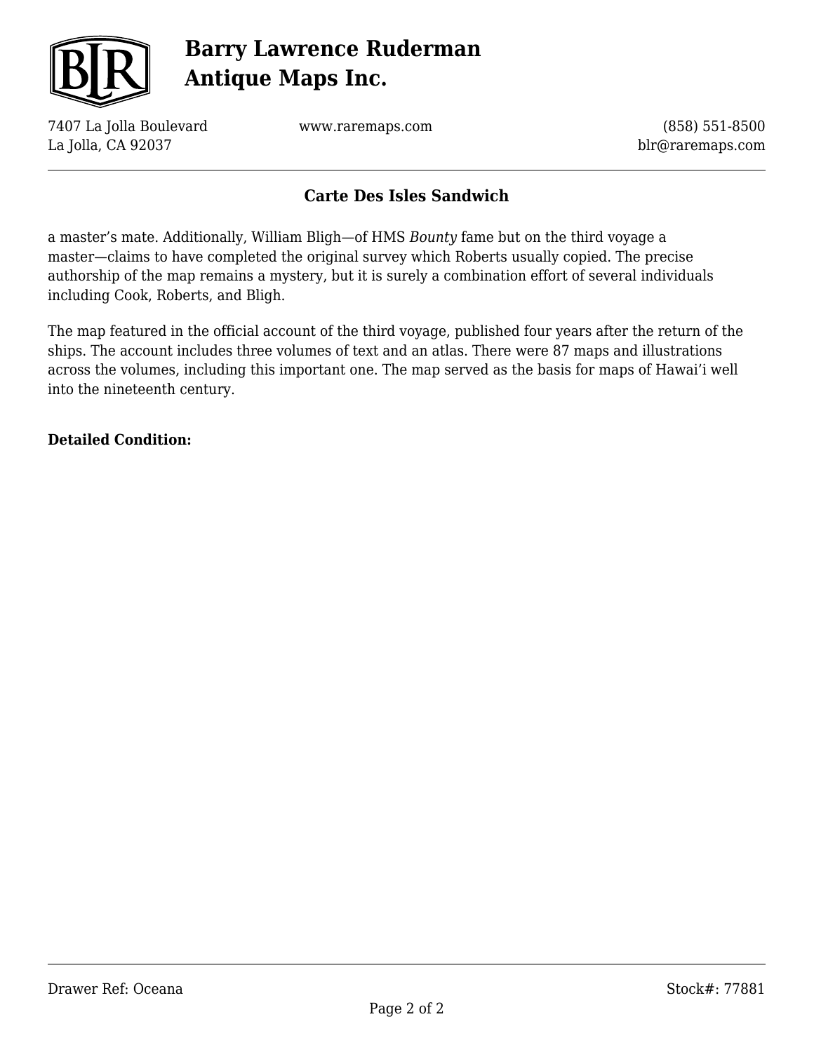## Carte Des Isles Sandwich

a master's mate. Additionally, William Bligh—of HMS *Bounty* fame but on the third voyage a master—claims to have completed the original survey which Roberts usually copied. The precise authorship of the map remains a mystery, but it is surely a combination effort of several individuals including Cook, Roberts, and Bligh.

The map featured in the official account of the third voyage, published four years after the return of the ships. The account includes three volumes of text and an atlas. There were 87 maps and illustrations across the volumes, including this important one. The map served as the basis for maps of Hawai'i well into the nineteenth century.

**Detailed Condition:**

Drawer Ref: Oceana

Stock#: 77881